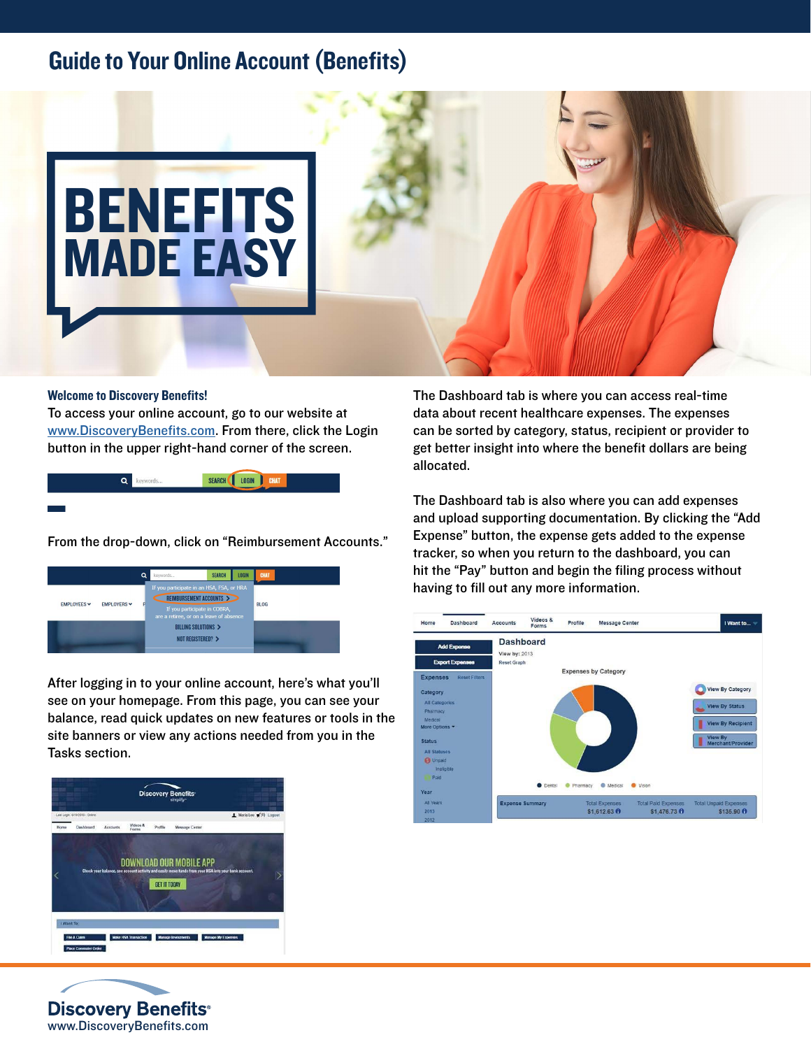# Guide to Your Online Account (Benefits)

BENEFITS MADE EASY

### Welcome to Discovery Benefits!

To access your online account, go to our website at www.DiscoveryBenefits.com. From there, click the Login button in the upper right-hand corner of the screen.

From the drop-down, click on "Reimbursement Accounts."

After logging in to your online account, here's what you'll see on your homepage. From this page, you can see your balance, read quick updates on new features or tools in the site banners or view any actions needed from you in the Tasks section.

The Dashboard tab is where you can access real-time data about recent healthcare expenses. The expenses can be sorted by category, status, recipient or provider to get better insight into where the benefit dollars are being allocated.

The Dashboard tab is also where you can add expenses and upload supporting documentation. By clicking the "Add Expense" button, the expense gets added to the expense tracker, so when you return to the dashboard, you can hit the "Pay" button and begin the filing process without having to fill out any more information.

Discovery Benefits
www.DiscoveryBenefits.com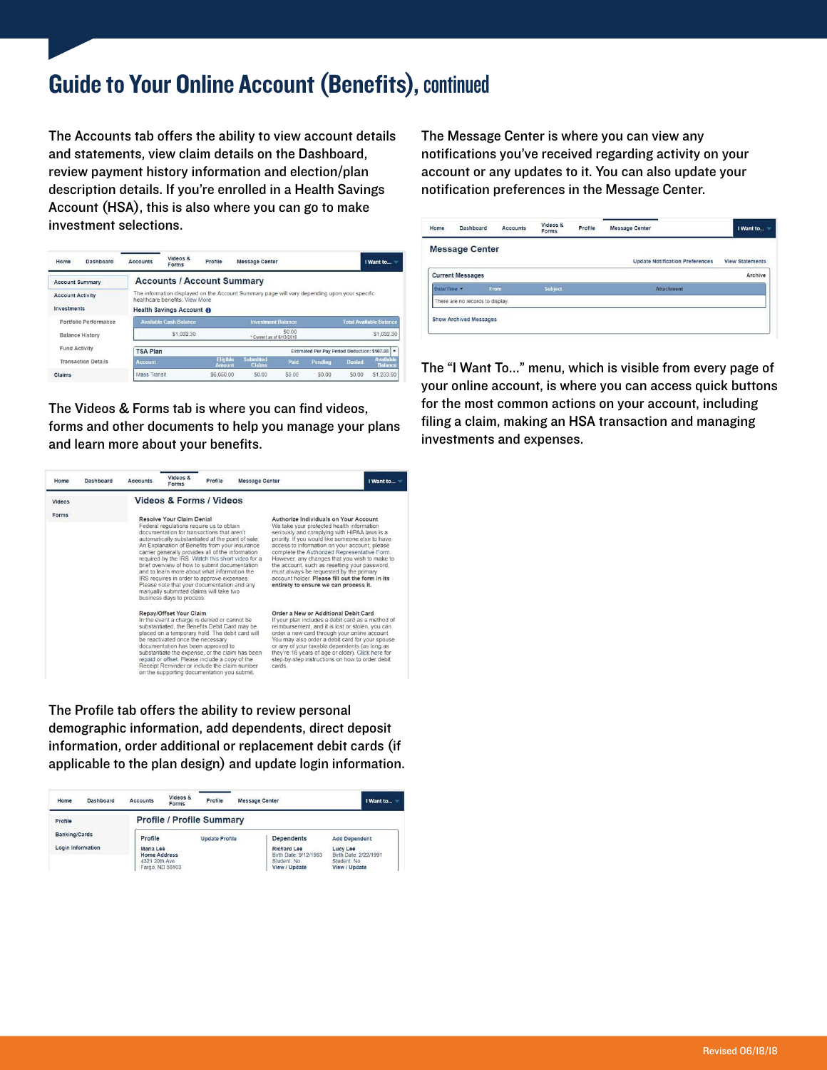# Guide to Your Online Account (Benefits), continued

The Accounts tab offers the ability to view account details and statements, view claim details on the Dashboard, review payment history information and election/plan description details. If you're enrolled in a Health Savings Account (HSA), this is also where you can go to make investment selections.

The Videos & Forms tab is where you can find videos, forms and other documents to help you manage your plans and learn more about your benefits.

The Profile tab offers the ability to review personal demographic information, add dependents, direct deposit information, order additional or replacement debit cards (if applicable to the plan design) and update login information.

The Message Center is where you can view any notifications you've received regarding activity on your account or any updates to it. You can also update your notification preferences in the Message Center.

The "I Want To..." menu, which is visible from every page of your online account, is where you can access quick buttons for the most common actions on your account, including filing a claim, making an HSA transaction and managing investments and expenses.

Revised 06/18/18